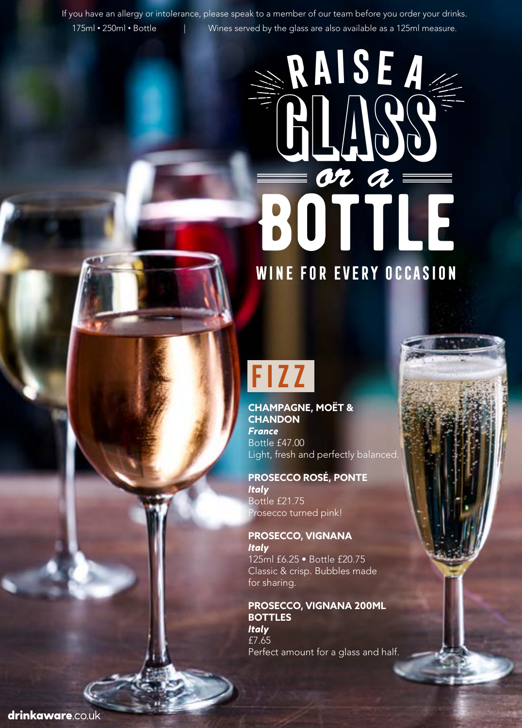If you have an allergy or intolerance, please speak to a member of our team before you order your drinks.

175ml • 250ml • Bottle | Wines served by the glass are also available as a 125ml measure.

# RAISE A GLASS or a BOTTLE

## WINE FOR EVERY OCCASION

## FIZZ

**CHAMPAGNE, MOËT & CHANDON**
***France***
Bottle £47.00
Light, fresh and perfectly balanced.

**PROSECCO ROSÉ, PONTE**
***Italy***
Bottle £21.75
Prosecco turned pink!

**PROSECCO, VIGNANA**
***Italy***
125ml £6.25 • Bottle £20.75
Classic & crisp. Bubbles made for sharing.

**PROSECCO, VIGNANA 200ML BOTTLES**
***Italy***
£7.65
Perfect amount for a glass and half.

drinkaware.co.uk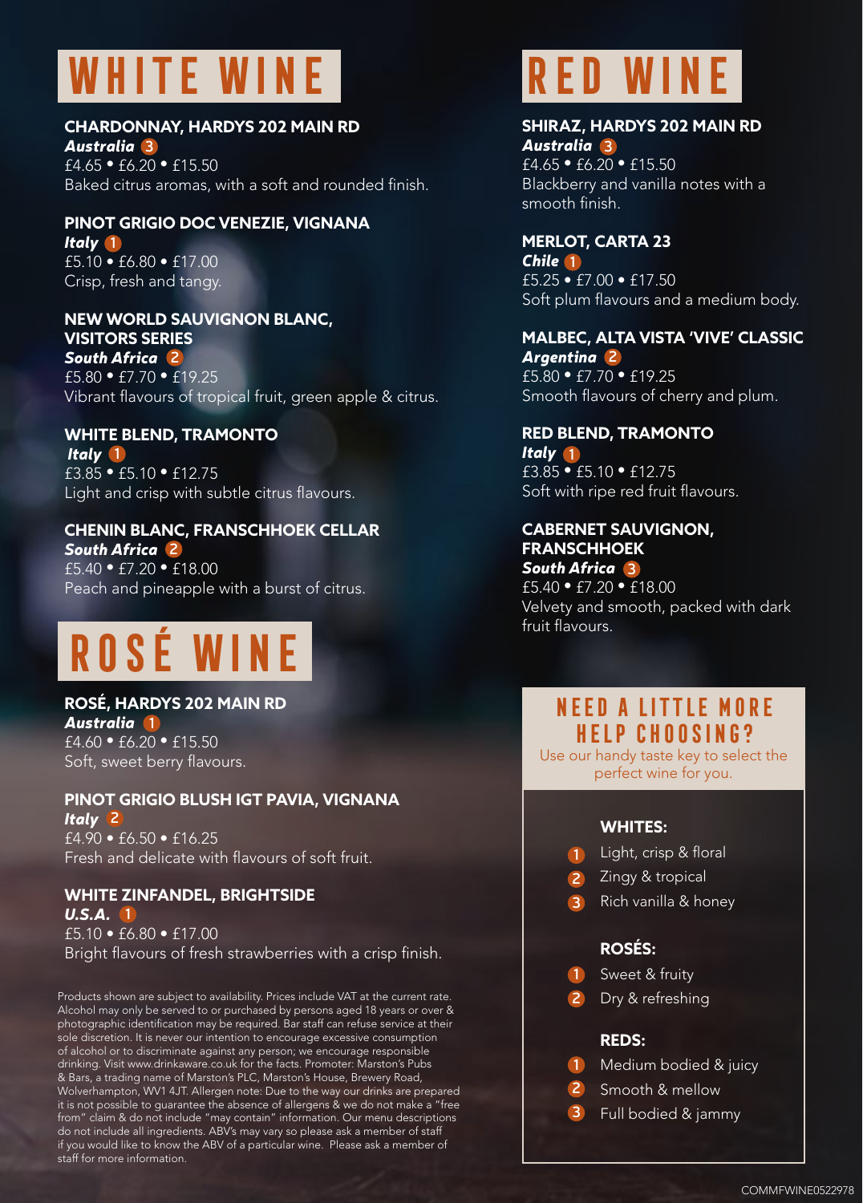# WHITE WINE

**CHARDONNAY, HARDYS 202 MAIN RD**
***Australia*** 3
£4.65 • £6.20 • £15.50
Baked citrus aromas, with a soft and rounded finish.

**PINOT GRIGIO DOC VENEZIE, VIGNANA**
***Italy*** 1
£5.10 • £6.80 • £17.00
Crisp, fresh and tangy.

**NEW WORLD SAUVIGNON BLANC, VISITORS SERIES**
***South Africa*** 2
£5.80 • £7.70 • £19.25
Vibrant flavours of tropical fruit, green apple & citrus.

**WHITE BLEND, TRAMONTO**
***Italy*** 1
£3.85 • £5.10 • £12.75
Light and crisp with subtle citrus flavours.

**CHENIN BLANC, FRANSCHHOEK CELLAR**
***South Africa*** 2
£5.40 • £7.20 • £18.00
Peach and pineapple with a burst of citrus.

# ROSÉ WINE

**ROSÉ, HARDYS 202 MAIN RD**
***Australia*** 1
£4.60 • £6.20 • £15.50
Soft, sweet berry flavours.

**PINOT GRIGIO BLUSH IGT PAVIA, VIGNANA**
***Italy*** 2
£4.90 • £6.50 • £16.25
Fresh and delicate with flavours of soft fruit.

**WHITE ZINFANDEL, BRIGHTSIDE**
***U.S.A.*** 1
£5.10 • £6.80 • £17.00
Bright flavours of fresh strawberries with a crisp finish.

Products shown are subject to availability. Prices include VAT at the current rate. Alcohol may only be served to or purchased by persons aged 18 years or over & photographic identification may be required. Bar staff can refuse service at their sole discretion. It is never our intention to encourage excessive consumption of alcohol or to discriminate against any person; we encourage responsible drinking. Visit www.drinkaware.co.uk for the facts. Promoter: Marston's Pubs & Bars, a trading name of Marston's PLC, Marston's House, Brewery Road, Wolverhampton, WV1 4JT. Allergen note: Due to the way our drinks are prepared it is not possible to guarantee the absence of allergens & we do not make a "free from" claim & do not include "may contain" information. Our menu descriptions do not include all ingredients. ABV's may vary so please ask a member of staff if you would like to know the ABV of a particular wine. Please ask a member of staff for more information.

# RED WINE

**SHIRAZ, HARDYS 202 MAIN RD**
***Australia*** 3
£4.65 • £6.20 • £15.50
Blackberry and vanilla notes with a smooth finish.

**MERLOT, CARTA 23**
***Chile*** 1
£5.25 • £7.00 • £17.50
Soft plum flavours and a medium body.

**MALBEC, ALTA VISTA 'VIVE' CLASSIC**
***Argentina*** 2
£5.80 • £7.70 • £19.25
Smooth flavours of cherry and plum.

**RED BLEND, TRAMONTO**
***Italy*** 1
£3.85 • £5.10 • £12.75
Soft with ripe red fruit flavours.

**CABERNET SAUVIGNON, FRANSCHHOEK**
***South Africa*** 3
£5.40 • £7.20 • £18.00
Velvety and smooth, packed with dark fruit flavours.

## NEED A LITTLE MORE HELP CHOOSING?

Use our handy taste key to select the perfect wine for you.

**WHITES:**
1. Light, crisp & floral
2. Zingy & tropical
3. Rich vanilla & honey

**ROSÉS:**
1. Sweet & fruity
2. Dry & refreshing

**REDS:**
1. Medium bodied & juicy
2. Smooth & mellow
3. Full bodied & jammy

COMMFWINE0522978